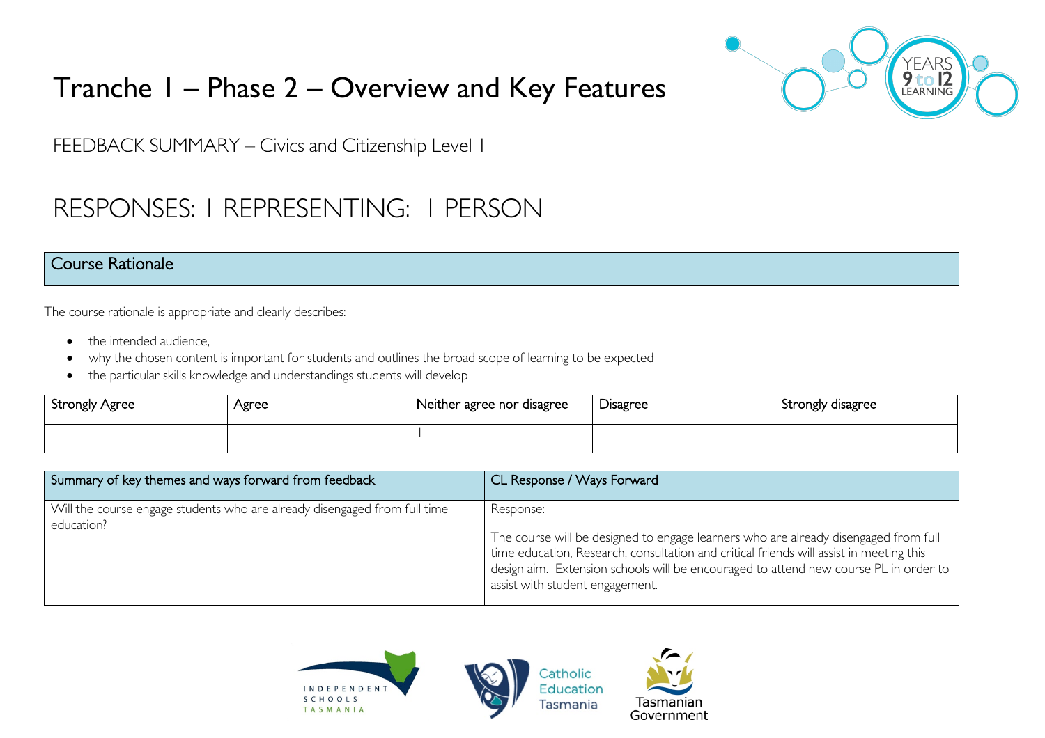# Tranche 1 – Phase 2 – Overview and Key Features

FEEDBACK SUMMARY – Civics and Citizenship Level 1

## RESPONSES: 1 REPRESENTING: 1 PERSON

### Course Rationale

The course rationale is appropriate and clearly describes:

- the intended audience,
- why the chosen content is important for students and outlines the broad scope of learning to be expected
- the particular skills knowledge and understandings students will develop

| Strongly Agree | Agree | Neither agree nor disagree | Disagree | Strongly disagree |
|---|---|---|---|---|
| | | 1 | | |

| Summary of key themes and ways forward from feedback | CL Response / Ways Forward |
|---|---|
| Will the course engage students who are already disengaged from full time education? | Response:<br><br>The course will be designed to engage learners who are already disengaged from full time education, Research, consultation and critical friends will assist in meeting this design aim. Extension schools will be encouraged to attend new course PL in order to assist with student engagement. |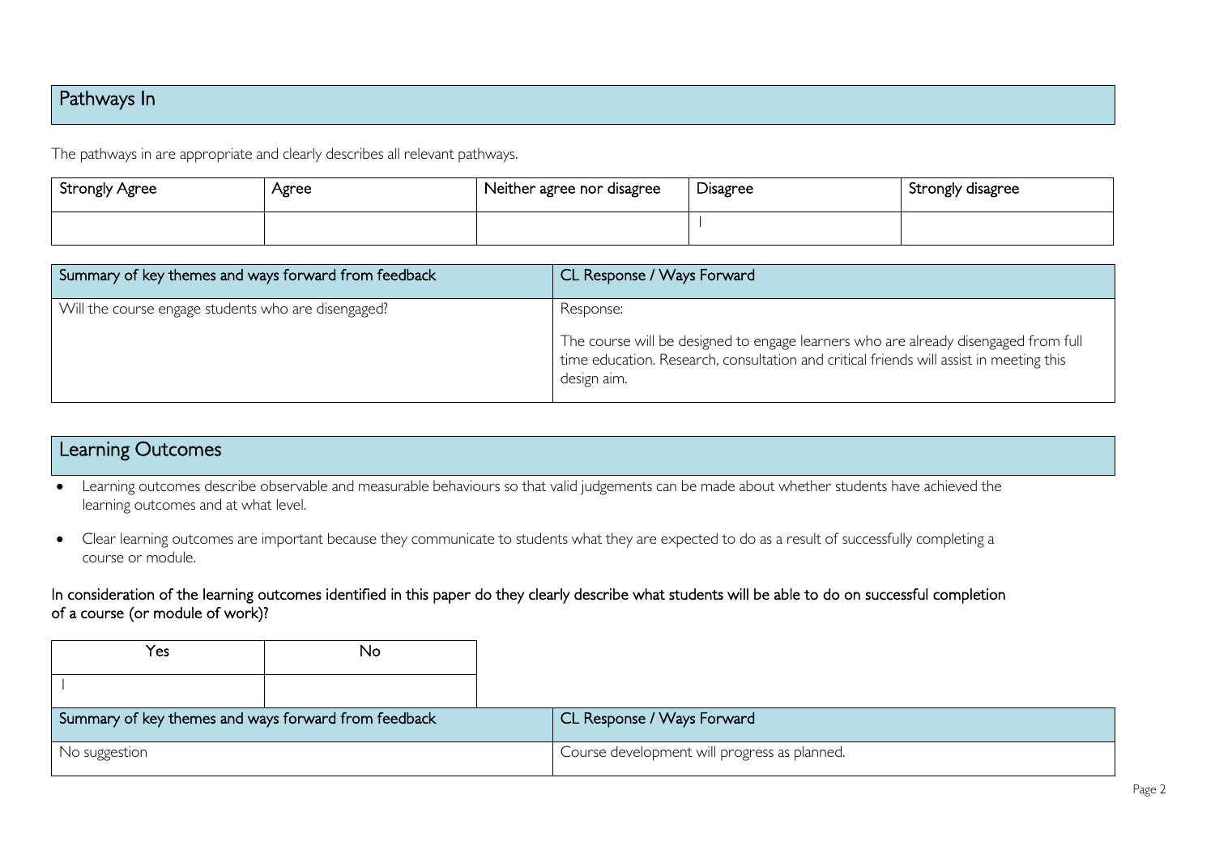## Pathways In

The pathways in are appropriate and clearly describes all relevant pathways.

| Strongly Agree | Agree | Neither agree nor disagree | Disagree | Strongly disagree |
|---|---|---|---|---|
| | | | I | |

| Summary of key themes and ways forward from feedback | CL Response / Ways Forward |
|---|---|
| Will the course engage students who are disengaged? | Response:<br><br>The course will be designed to engage learners who are already disengaged from full time education. Research, consultation and critical friends will assist in meeting this design aim. |

## Learning Outcomes

- Learning outcomes describe observable and measurable behaviours so that valid judgements can be made about whether students have achieved the learning outcomes and at what level.
- Clear learning outcomes are important because they communicate to students what they are expected to do as a result of successfully completing a course or module.

In consideration of the learning outcomes identified in this paper do they clearly describe what students will be able to do on successful completion of a course (or module of work)?

| Yes | No |
|---|---|
| I | |

| Summary of key themes and ways forward from feedback | CL Response / Ways Forward |
|---|---|
| No suggestion | Course development will progress as planned. |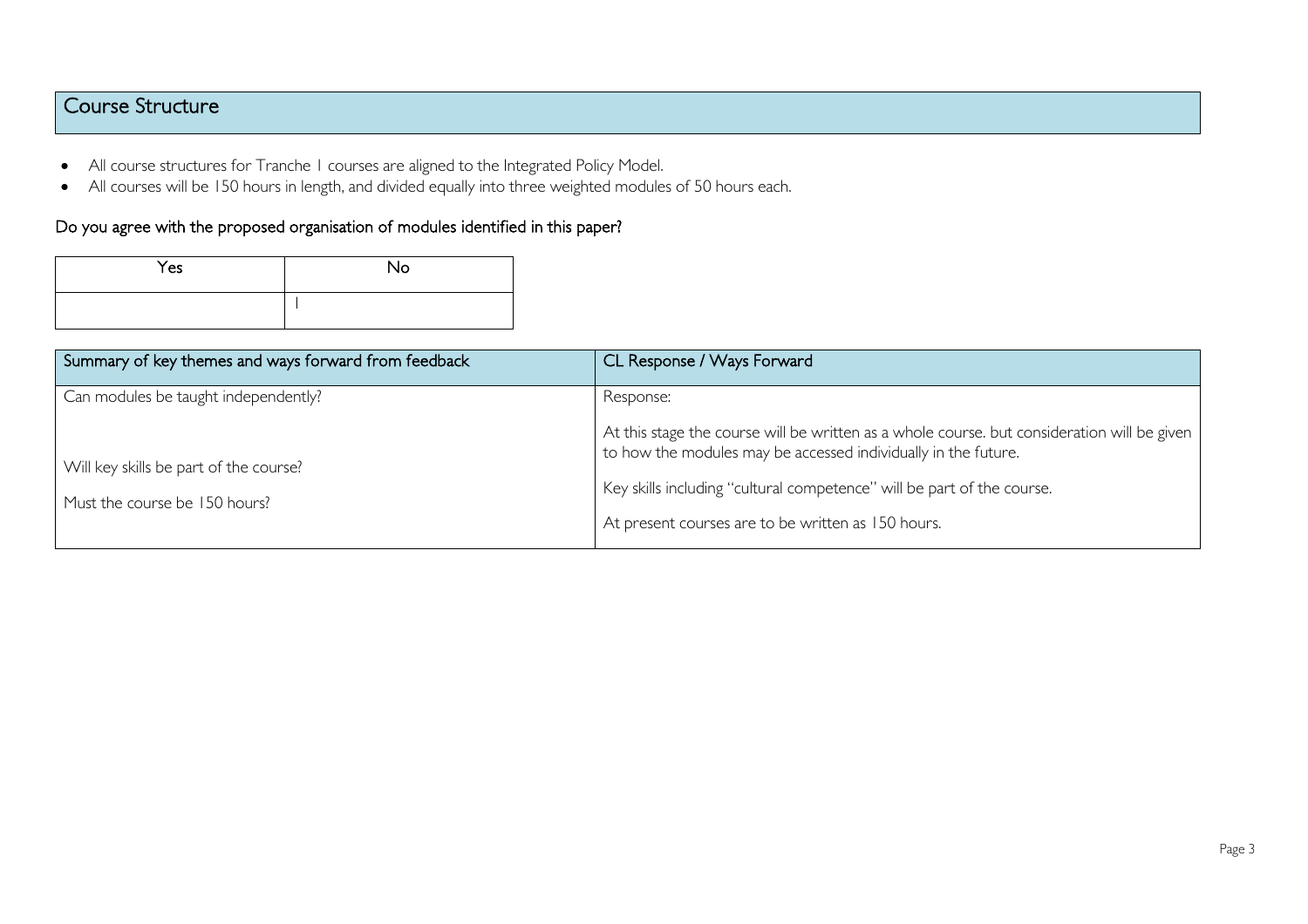## Course Structure

- All course structures for Tranche 1 courses are aligned to the Integrated Policy Model.
- All courses will be 150 hours in length, and divided equally into three weighted modules of 50 hours each.

### Do you agree with the proposed organisation of modules identified in this paper?

| Yes | No |
|---|---|
| | 1 |

| Summary of key themes and ways forward from feedback | CL Response / Ways Forward |
|---|---|
| Can modules be taught independently?<br><br>Will key skills be part of the course?<br><br>Must the course be 150 hours? | Response:<br><br>At this stage the course will be written as a whole course. but consideration will be given to how the modules may be accessed individually in the future.<br><br>Key skills including "cultural competence" will be part of the course.<br><br>At present courses are to be written as 150 hours. |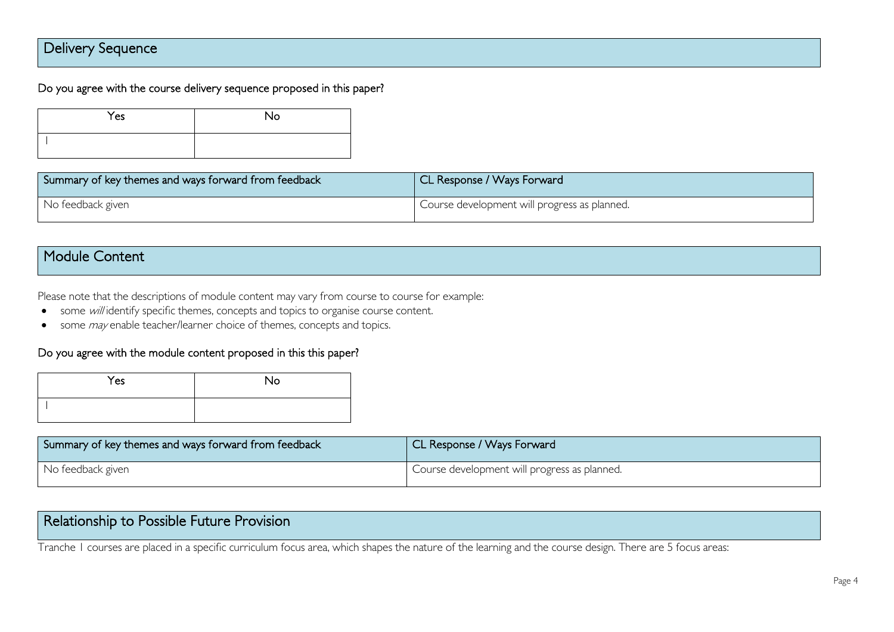## Delivery Sequence

**Do you agree with the course delivery sequence proposed in this paper?**

| Yes | No |
|---|---|
| 1 | |

| Summary of key themes and ways forward from feedback | CL Response / Ways Forward |
|---|---|
| No feedback given | Course development will progress as planned. |

## Module Content

Please note that the descriptions of module content may vary from course to course for example:

- some *will* identify specific themes, concepts and topics to organise course content.
- some *may* enable teacher/learner choice of themes, concepts and topics.

**Do you agree with the module content proposed in this this paper?**

| Yes | No |
|---|---|
| 1 | |

| Summary of key themes and ways forward from feedback | CL Response / Ways Forward |
|---|---|
| No feedback given | Course development will progress as planned. |

## Relationship to Possible Future Provision

Tranche 1 courses are placed in a specific curriculum focus area, which shapes the nature of the learning and the course design. There are 5 focus areas: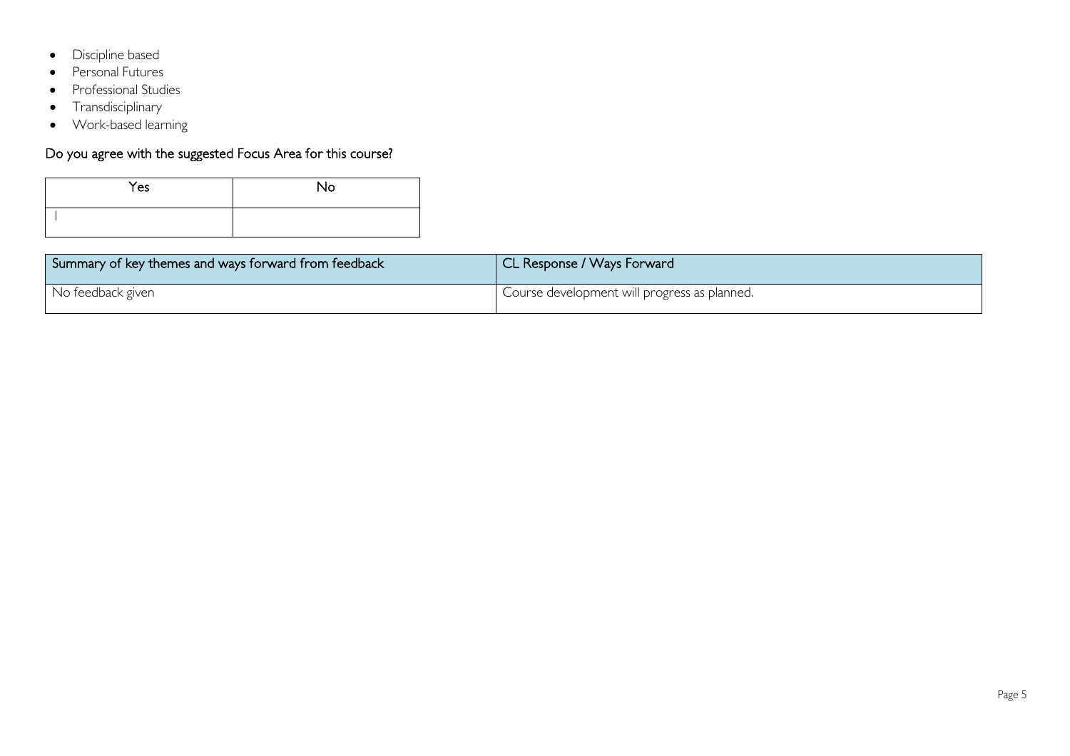- Discipline based
- Personal Futures
- Professional Studies
- Transdisciplinary
- Work-based learning

Do you agree with the suggested Focus Area for this course?

| Yes | No |
| --- | --- |
| 1 | |

| Summary of key themes and ways forward from feedback | CL Response / Ways Forward |
| --- | --- |
| No feedback given | Course development will progress as planned. |